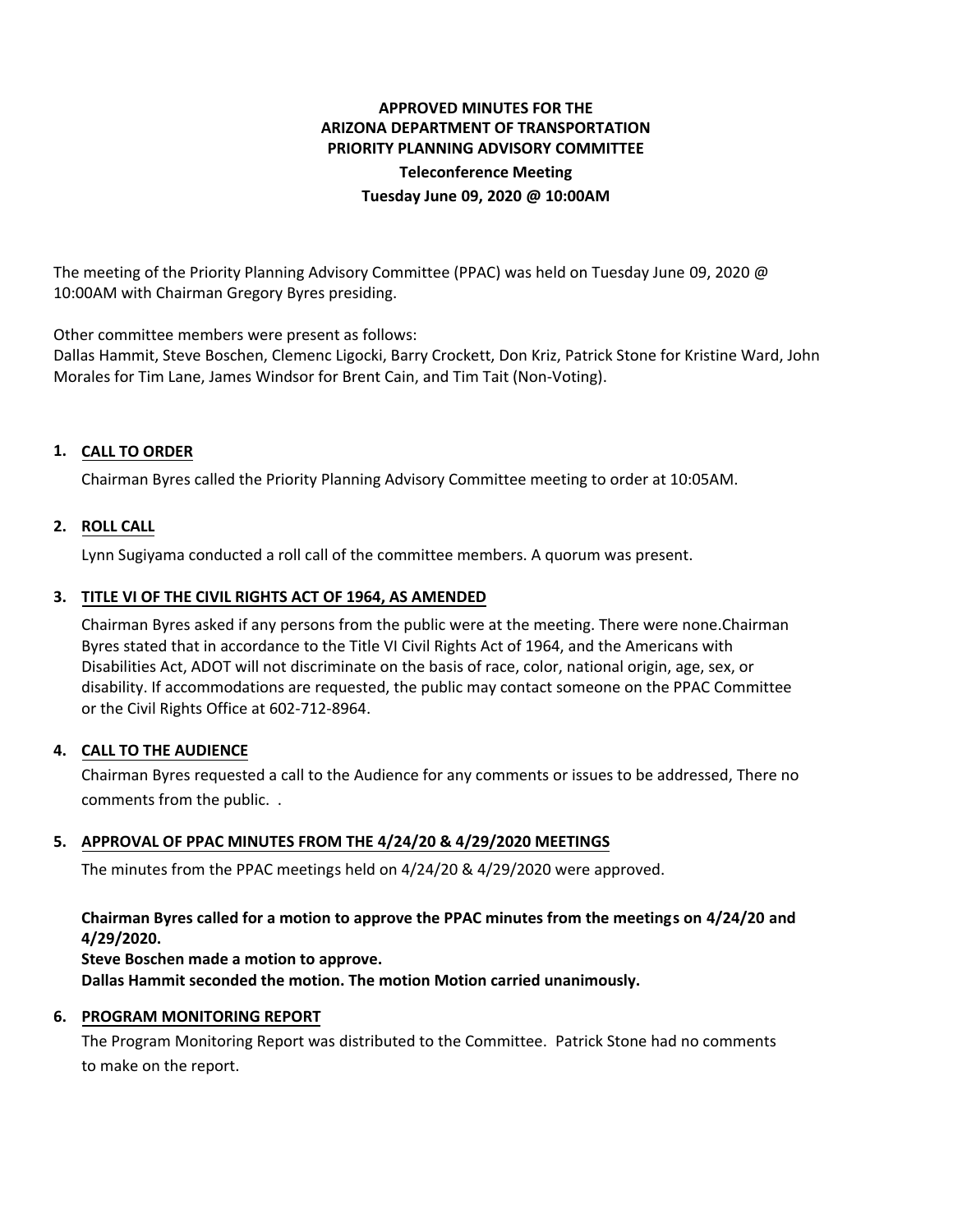# APPROVED MINUTES FOR THE ARIZONA DEPARTMENT OF TRANSPORTATION PRIORITY PLANNING ADVISORY COMMITTEE

**Teleconference Meeting**

**Tuesday June 09, 2020 @ 10:00AM**

The meeting of the Priority Planning Advisory Committee (PPAC) was held on Tuesday June 09, 2020 @ 10:00AM with Chairman Gregory Byres presiding.

Other committee members were present as follows:
Dallas Hammit, Steve Boschen, Clemenc Ligocki, Barry Crockett, Don Kriz, Patrick Stone for Kristine Ward, John Morales for Tim Lane, James Windsor for Brent Cain, and Tim Tait (Non-Voting).

## 1. CALL TO ORDER

Chairman Byres called the Priority Planning Advisory Committee meeting to order at 10:05AM.

## 2. ROLL CALL

Lynn Sugiyama conducted a roll call of the committee members. A quorum was present.

## 3. TITLE VI OF THE CIVIL RIGHTS ACT OF 1964, AS AMENDED

Chairman Byres asked if any persons from the public were at the meeting. There were none.Chairman Byres stated that in accordance to the Title VI Civil Rights Act of 1964, and the Americans with Disabilities Act, ADOT will not discriminate on the basis of race, color, national origin, age, sex, or disability. If accommodations are requested, the public may contact someone on the PPAC Committee or the Civil Rights Office at 602-712-8964.

## 4. CALL TO THE AUDIENCE

Chairman Byres requested a call to the Audience for any comments or issues to be addressed, There no comments from the public. .

## 5. APPROVAL OF PPAC MINUTES FROM THE 4/24/20 & 4/29/2020 MEETINGS

The minutes from the PPAC meetings held on 4/24/20 & 4/29/2020 were approved.

**Chairman Byres called for a motion to approve the PPAC minutes from the meetings on 4/24/20 and 4/29/2020.**
**Steve Boschen made a motion to approve.**
**Dallas Hammit seconded the motion. The motion Motion carried unanimously.**

## 6. PROGRAM MONITORING REPORT

The Program Monitoring Report was distributed to the Committee. Patrick Stone had no comments to make on the report.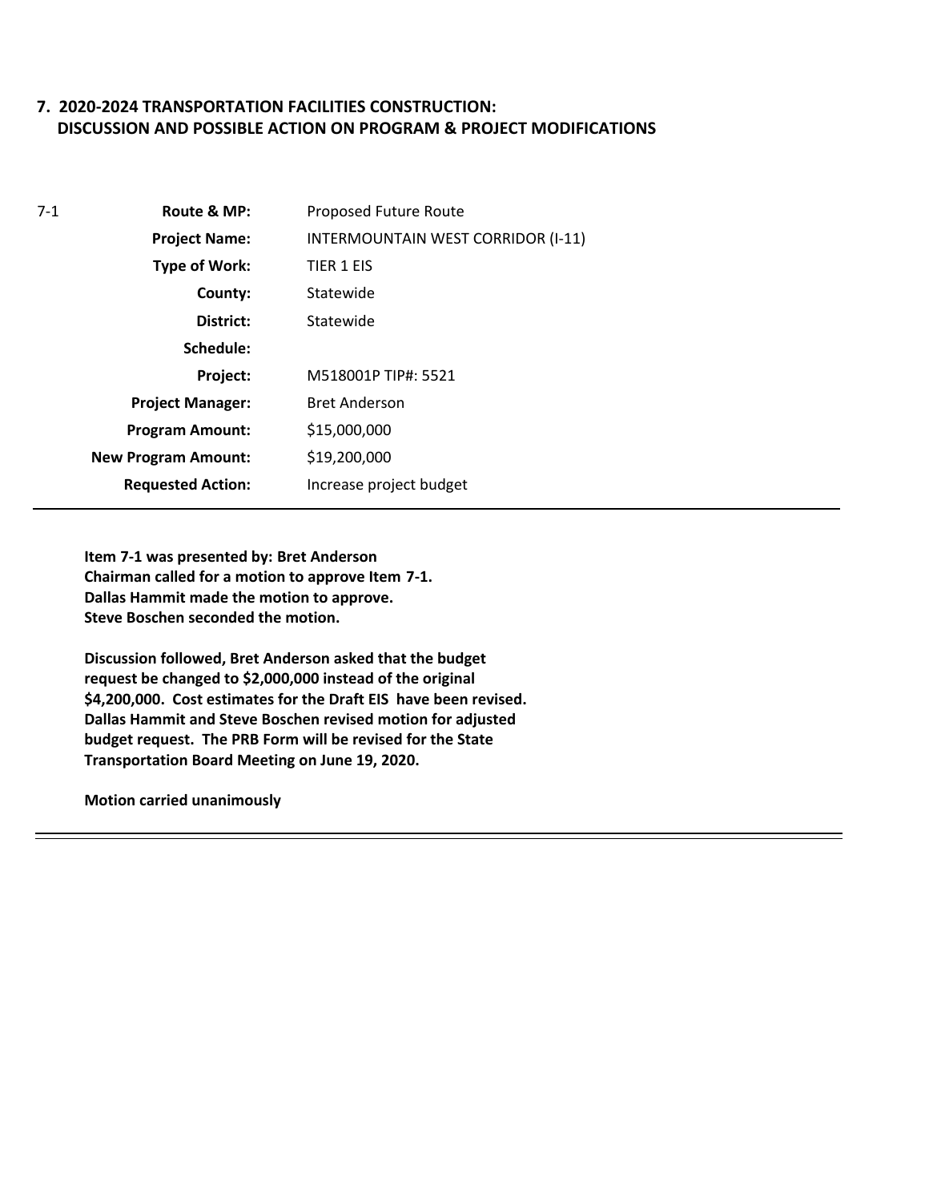## 7. 2020-2024 TRANSPORTATION FACILITIES CONSTRUCTION: DISCUSSION AND POSSIBLE ACTION ON PROGRAM & PROJECT MODIFICATIONS

7-1

| | |
|---|---|
| **Route & MP:** | Proposed Future Route |
| **Project Name:** | INTERMOUNTAIN WEST CORRIDOR (I-11) |
| **Type of Work:** | TIER 1 EIS |
| **County:** | Statewide |
| **District:** | Statewide |
| **Schedule:** | |
| **Project:** | M518001P TIP#: 5521 |
| **Project Manager:** | Bret Anderson |
| **Program Amount:** | $15,000,000 |
| **New Program Amount:** | $19,200,000 |
| **Requested Action:** | Increase project budget |

**Item 7-1 was presented by: Bret Anderson**
**Chairman called for a motion to approve Item 7-1.**
**Dallas Hammit made the motion to approve.**
**Steve Boschen seconded the motion.**

**Discussion followed, Bret Anderson asked that the budget request be changed to $2,000,000 instead of the original $4,200,000. Cost estimates for the Draft EIS have been revised. Dallas Hammit and Steve Boschen revised motion for adjusted budget request. The PRB Form will be revised for the State Transportation Board Meeting on June 19, 2020.**

**Motion carried unanimously**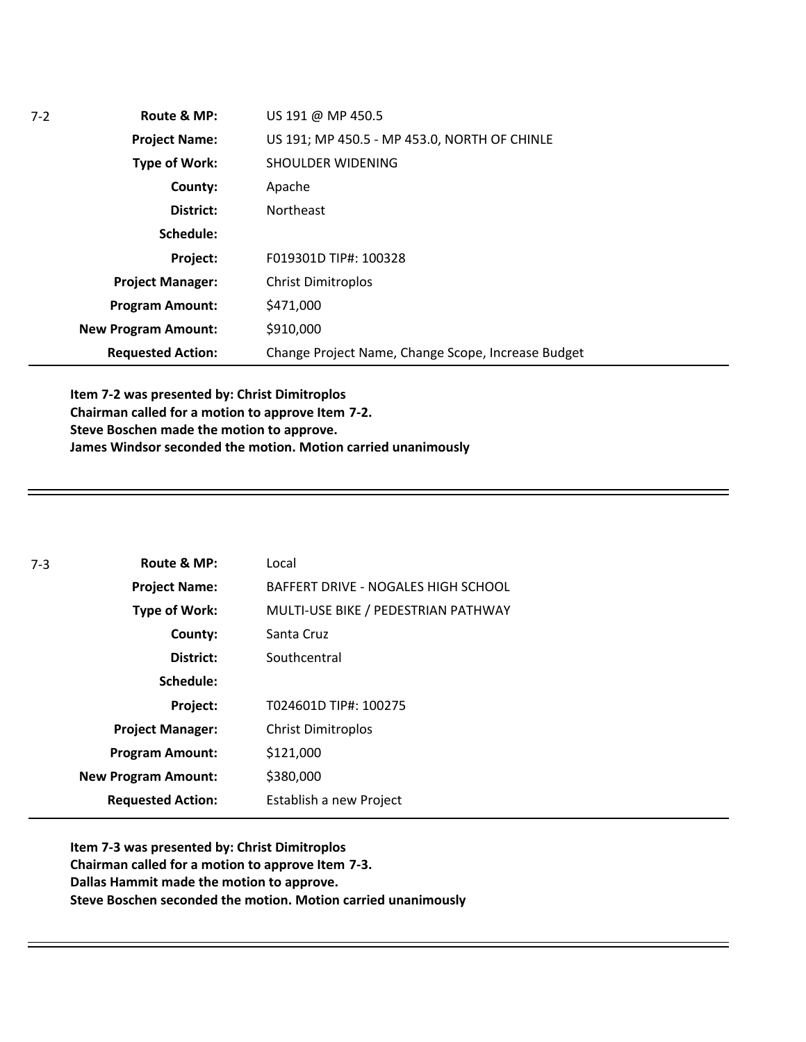7-2

| | |
|---|---|
| **Route & MP:** | US 191 @ MP 450.5 |
| **Project Name:** | US 191; MP 450.5 - MP 453.0, NORTH OF CHINLE |
| **Type of Work:** | SHOULDER WIDENING |
| **County:** | Apache |
| **District:** | Northeast |
| **Schedule:** | |
| **Project:** | F019301D TIP#: 100328 |
| **Project Manager:** | Christ Dimitroplos |
| **Program Amount:** | $471,000 |
| **New Program Amount:** | $910,000 |
| **Requested Action:** | Change Project Name, Change Scope, Increase Budget |

**Item 7-2 was presented by: Christ Dimitroplos**
**Chairman called for a motion to approve Item 7-2.**
**Steve Boschen made the motion to approve.**
**James Windsor seconded the motion. Motion carried unanimously**

---

7-3

| | |
|---|---|
| **Route & MP:** | Local |
| **Project Name:** | BAFFERT DRIVE - NOGALES HIGH SCHOOL |
| **Type of Work:** | MULTI-USE BIKE / PEDESTRIAN PATHWAY |
| **County:** | Santa Cruz |
| **District:** | Southcentral |
| **Schedule:** | |
| **Project:** | T024601D TIP#: 100275 |
| **Project Manager:** | Christ Dimitroplos |
| **Program Amount:** | $121,000 |
| **New Program Amount:** | $380,000 |
| **Requested Action:** | Establish a new Project |

**Item 7-3 was presented by: Christ Dimitroplos**
**Chairman called for a motion to approve Item 7-3.**
**Dallas Hammit made the motion to approve.**
**Steve Boschen seconded the motion. Motion carried unanimously**

---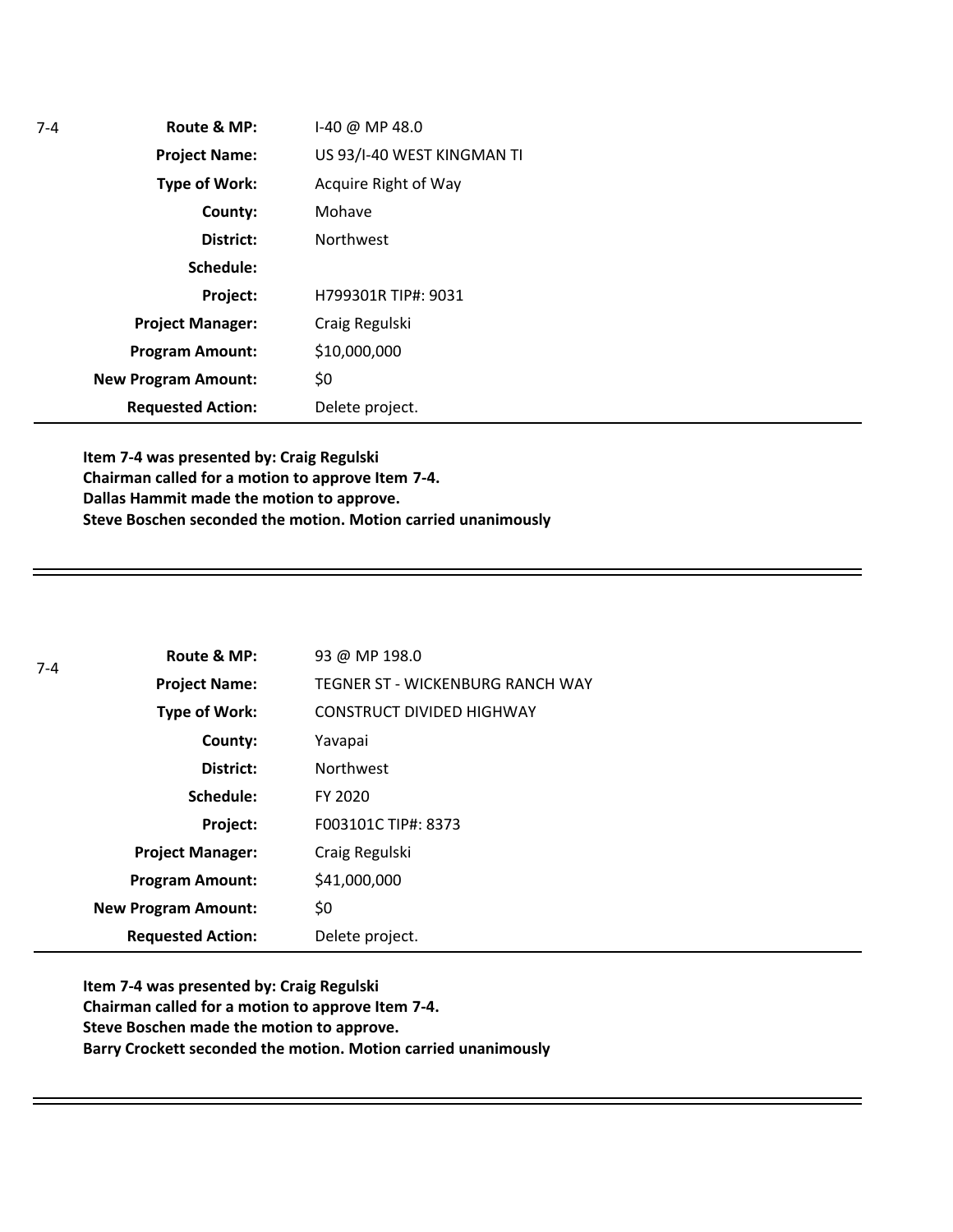7-4

| | |
|---|---|
| **Route & MP:** | I-40 @ MP 48.0 |
| **Project Name:** | US 93/I-40 WEST KINGMAN TI |
| **Type of Work:** | Acquire Right of Way |
| **County:** | Mohave |
| **District:** | Northwest |
| **Schedule:** | |
| **Project:** | H799301R TIP#: 9031 |
| **Project Manager:** | Craig Regulski |
| **Program Amount:** | $10,000,000 |
| **New Program Amount:** | $0 |
| **Requested Action:** | Delete project. |

**Item 7-4 was presented by: Craig Regulski**
**Chairman called for a motion to approve Item 7-4.**
**Dallas Hammit made the motion to approve.**
**Steve Boschen seconded the motion. Motion carried unanimously**

---

7-4

| | |
|---|---|
| **Route & MP:** | 93 @ MP 198.0 |
| **Project Name:** | TEGNER ST - WICKENBURG RANCH WAY |
| **Type of Work:** | CONSTRUCT DIVIDED HIGHWAY |
| **County:** | Yavapai |
| **District:** | Northwest |
| **Schedule:** | FY 2020 |
| **Project:** | F003101C TIP#: 8373 |
| **Project Manager:** | Craig Regulski |
| **Program Amount:** | $41,000,000 |
| **New Program Amount:** | $0 |
| **Requested Action:** | Delete project. |

**Item 7-4 was presented by: Craig Regulski**
**Chairman called for a motion to approve Item 7-4.**
**Steve Boschen made the motion to approve.**
**Barry Crockett seconded the motion. Motion carried unanimously**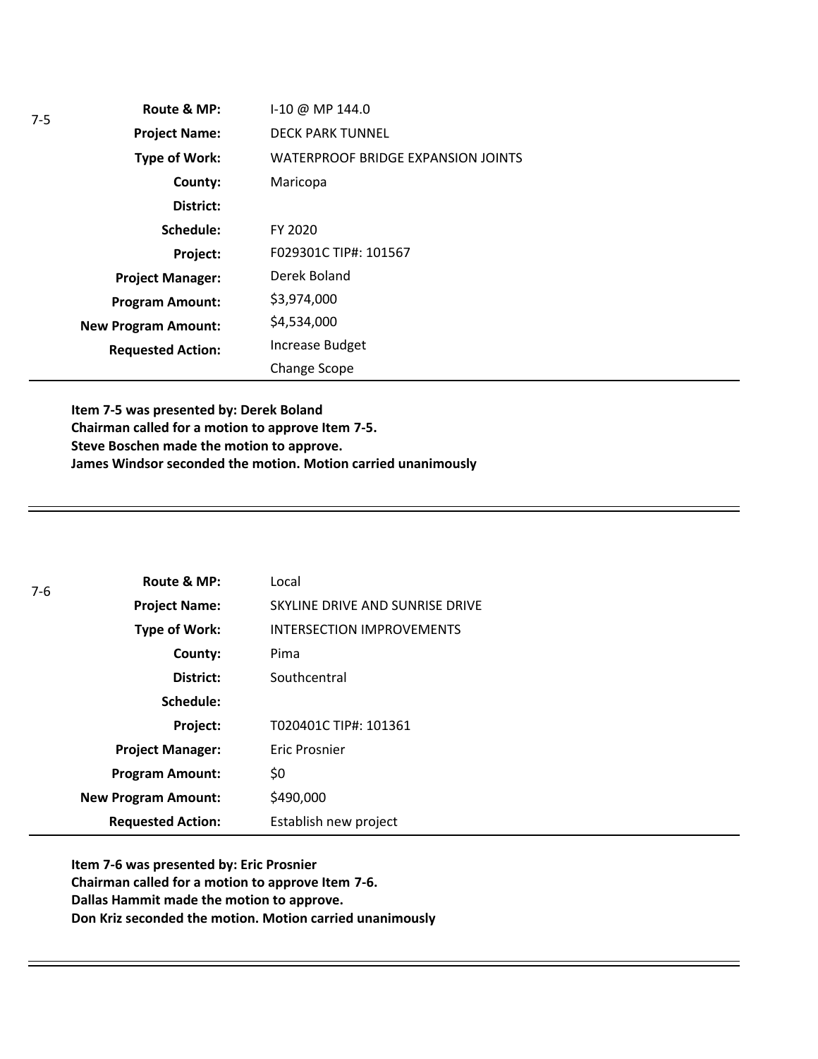7-5

| | |
|---|---|
| **Route & MP:** | I-10 @ MP 144.0 |
| **Project Name:** | DECK PARK TUNNEL |
| **Type of Work:** | WATERPROOF BRIDGE EXPANSION JOINTS |
| **County:** | Maricopa |
| **District:** | |
| **Schedule:** | FY 2020 |
| **Project:** | F029301C TIP#: 101567 |
| **Project Manager:** | Derek Boland |
| **Program Amount:** | $3,974,000 |
| **New Program Amount:** | $4,534,000 |
| **Requested Action:** | Increase Budget<br>Change Scope |

**Item 7-5 was presented by: Derek Boland**
**Chairman called for a motion to approve Item 7-5.**
**Steve Boschen made the motion to approve.**
**James Windsor seconded the motion. Motion carried unanimously**

---

7-6

| | |
|---|---|
| **Route & MP:** | Local |
| **Project Name:** | SKYLINE DRIVE AND SUNRISE DRIVE |
| **Type of Work:** | INTERSECTION IMPROVEMENTS |
| **County:** | Pima |
| **District:** | Southcentral |
| **Schedule:** | |
| **Project:** | T020401C TIP#: 101361 |
| **Project Manager:** | Eric Prosnier |
| **Program Amount:** | $0 |
| **New Program Amount:** | $490,000 |
| **Requested Action:** | Establish new project |

**Item 7-6 was presented by: Eric Prosnier**
**Chairman called for a motion to approve Item 7-6.**
**Dallas Hammit made the motion to approve.**
**Don Kriz seconded the motion. Motion carried unanimously**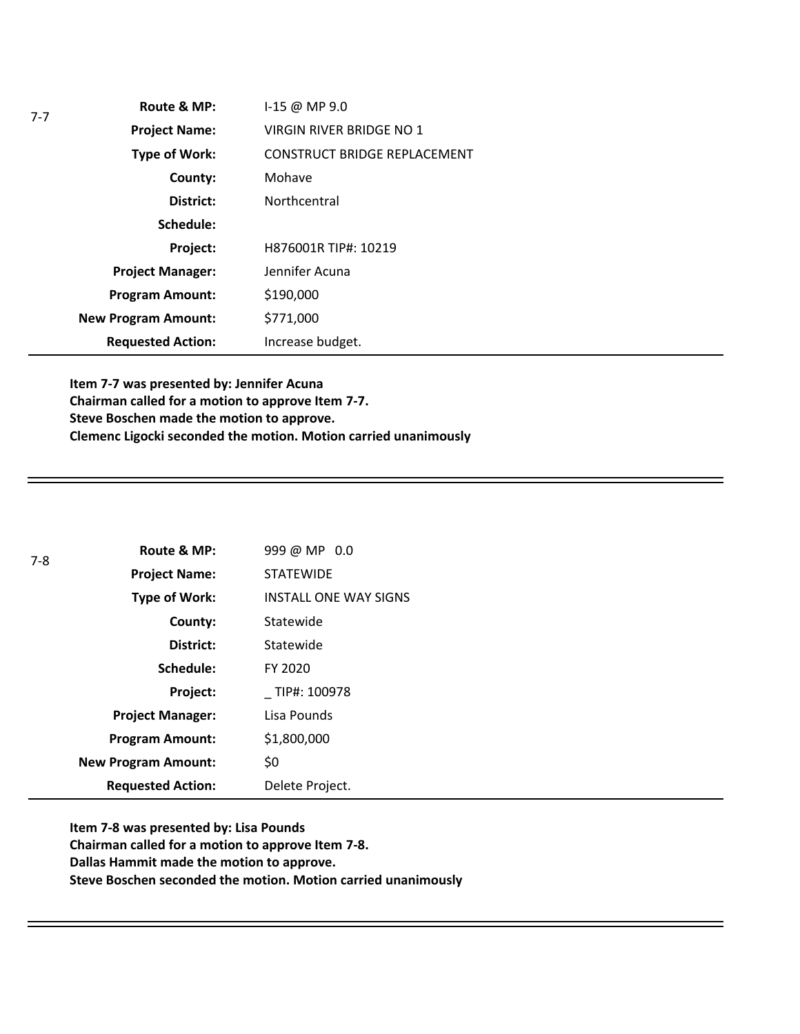7-7

| | |
|---|---|
| **Route & MP:** | I-15 @ MP 9.0 |
| **Project Name:** | VIRGIN RIVER BRIDGE NO 1 |
| **Type of Work:** | CONSTRUCT BRIDGE REPLACEMENT |
| **County:** | Mohave |
| **District:** | Northcentral |
| **Schedule:** | |
| **Project:** | H876001R TIP#: 10219 |
| **Project Manager:** | Jennifer Acuna |
| **Program Amount:** | $190,000 |
| **New Program Amount:** | $771,000 |
| **Requested Action:** | Increase budget. |

**Item 7-7 was presented by: Jennifer Acuna**
**Chairman called for a motion to approve Item 7-7.**
**Steve Boschen made the motion to approve.**
**Clemenc Ligocki seconded the motion. Motion carried unanimously**

---

7-8

| | |
|---|---|
| **Route & MP:** | 999 @ MP 0.0 |
| **Project Name:** | STATEWIDE |
| **Type of Work:** | INSTALL ONE WAY SIGNS |
| **County:** | Statewide |
| **District:** | Statewide |
| **Schedule:** | FY 2020 |
| **Project:** | _ TIP#: 100978 |
| **Project Manager:** | Lisa Pounds |
| **Program Amount:** | $1,800,000 |
| **New Program Amount:** | $0 |
| **Requested Action:** | Delete Project. |

**Item 7-8 was presented by: Lisa Pounds**
**Chairman called for a motion to approve Item 7-8.**
**Dallas Hammit made the motion to approve.**
**Steve Boschen seconded the motion. Motion carried unanimously**

---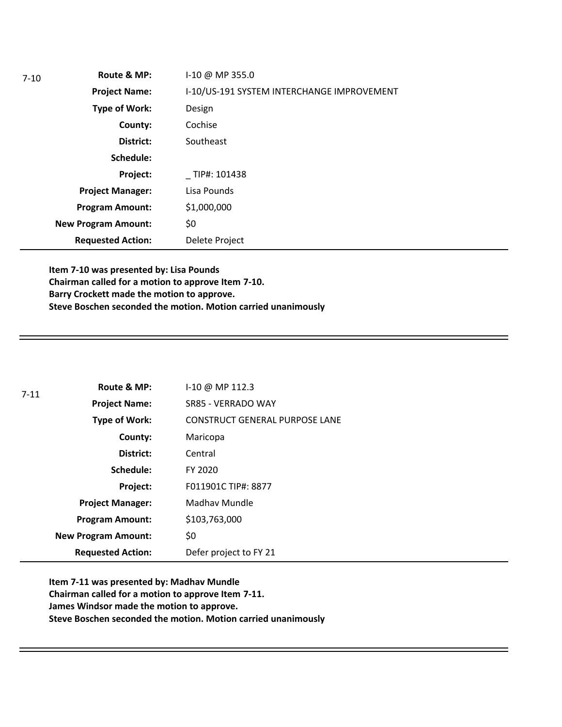7-10

| | |
|---|---|
| **Route & MP:** | I-10 @ MP 355.0 |
| **Project Name:** | I-10/US-191 SYSTEM INTERCHANGE IMPROVEMENT |
| **Type of Work:** | Design |
| **County:** | Cochise |
| **District:** | Southeast |
| **Schedule:** | |
| **Project:** | _ TIP#: 101438 |
| **Project Manager:** | Lisa Pounds |
| **Program Amount:** | $1,000,000 |
| **New Program Amount:** | $0 |
| **Requested Action:** | Delete Project |

**Item 7-10 was presented by: Lisa Pounds**
**Chairman called for a motion to approve Item 7-10.**
**Barry Crockett made the motion to approve.**
**Steve Boschen seconded the motion. Motion carried unanimously**

---

7-11

| | |
|---|---|
| **Route & MP:** | I-10 @ MP 112.3 |
| **Project Name:** | SR85 - VERRADO WAY |
| **Type of Work:** | CONSTRUCT GENERAL PURPOSE LANE |
| **County:** | Maricopa |
| **District:** | Central |
| **Schedule:** | FY 2020 |
| **Project:** | F011901C TIP#: 8877 |
| **Project Manager:** | Madhav Mundle |
| **Program Amount:** | $103,763,000 |
| **New Program Amount:** | $0 |
| **Requested Action:** | Defer project to FY 21 |

**Item 7-11 was presented by: Madhav Mundle**
**Chairman called for a motion to approve Item 7-11.**
**James Windsor made the motion to approve.**
**Steve Boschen seconded the motion. Motion carried unanimously**

---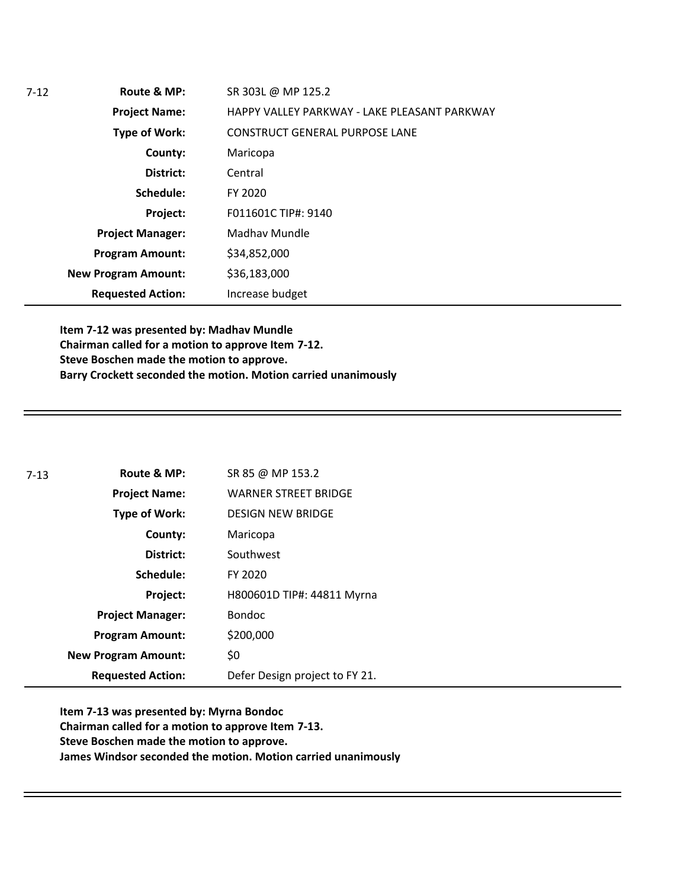| 7-12 | | |
| --- | --- | --- |
| | **Route & MP:** | SR 303L @ MP 125.2 |
| | **Project Name:** | HAPPY VALLEY PARKWAY - LAKE PLEASANT PARKWAY |
| | **Type of Work:** | CONSTRUCT GENERAL PURPOSE LANE |
| | **County:** | Maricopa |
| | **District:** | Central |
| | **Schedule:** | FY 2020 |
| | **Project:** | F011601C TIP#: 9140 |
| | **Project Manager:** | Madhav Mundle |
| | **Program Amount:** | $34,852,000 |
| | **New Program Amount:** | $36,183,000 |
| | **Requested Action:** | Increase budget |

**Item 7-12 was presented by: Madhav Mundle**
**Chairman called for a motion to approve Item 7-12.**
**Steve Boschen made the motion to approve.**
**Barry Crockett seconded the motion. Motion carried unanimously**

---

| 7-13 | | |
| --- | --- | --- |
| | **Route & MP:** | SR 85 @ MP 153.2 |
| | **Project Name:** | WARNER STREET BRIDGE |
| | **Type of Work:** | DESIGN NEW BRIDGE |
| | **County:** | Maricopa |
| | **District:** | Southwest |
| | **Schedule:** | FY 2020 |
| | **Project:** | H800601D TIP#: 44811 Myrna |
| | **Project Manager:** | Bondoc |
| | **Program Amount:** | $200,000 |
| | **New Program Amount:** | $0 |
| | **Requested Action:** | Defer Design project to FY 21. |

**Item 7-13 was presented by: Myrna Bondoc**
**Chairman called for a motion to approve Item 7-13.**
**Steve Boschen made the motion to approve.**
**James Windsor seconded the motion. Motion carried unanimously**

---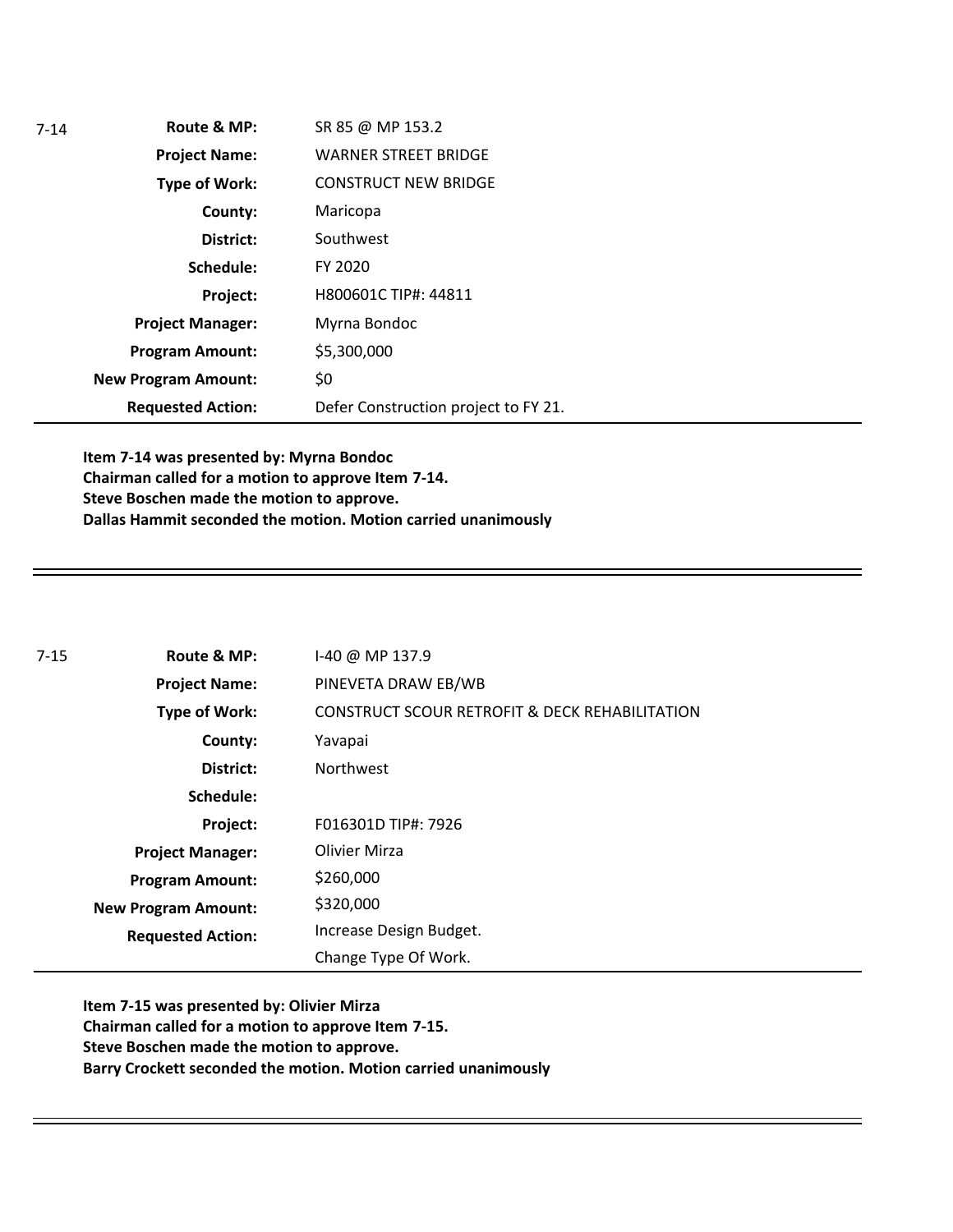| 7-14 | | |
|---|---|---|
| | **Route & MP:** | SR 85 @ MP 153.2 |
| | **Project Name:** | WARNER STREET BRIDGE |
| | **Type of Work:** | CONSTRUCT NEW BRIDGE |
| | **County:** | Maricopa |
| | **District:** | Southwest |
| | **Schedule:** | FY 2020 |
| | **Project:** | H800601C TIP#: 44811 |
| | **Project Manager:** | Myrna Bondoc |
| | **Program Amount:** | $5,300,000 |
| | **New Program Amount:** | $0 |
| | **Requested Action:** | Defer Construction project to FY 21. |

**Item 7-14 was presented by: Myrna Bondoc**
**Chairman called for a motion to approve Item 7-14.**
**Steve Boschen made the motion to approve.**
**Dallas Hammit seconded the motion. Motion carried unanimously**

---

| 7-15 | | |
|---|---|---|
| | **Route & MP:** | I-40 @ MP 137.9 |
| | **Project Name:** | PINEVETA DRAW EB/WB |
| | **Type of Work:** | CONSTRUCT SCOUR RETROFIT & DECK REHABILITATION |
| | **County:** | Yavapai |
| | **District:** | Northwest |
| | **Schedule:** | |
| | **Project:** | F016301D TIP#: 7926 |
| | **Project Manager:** | Olivier Mirza |
| | **Program Amount:** | $260,000 |
| | **New Program Amount:** | $320,000 |
| | **Requested Action:** | Increase Design Budget.<br>Change Type Of Work. |

**Item 7-15 was presented by: Olivier Mirza**
**Chairman called for a motion to approve Item 7-15.**
**Steve Boschen made the motion to approve.**
**Barry Crockett seconded the motion. Motion carried unanimously**

---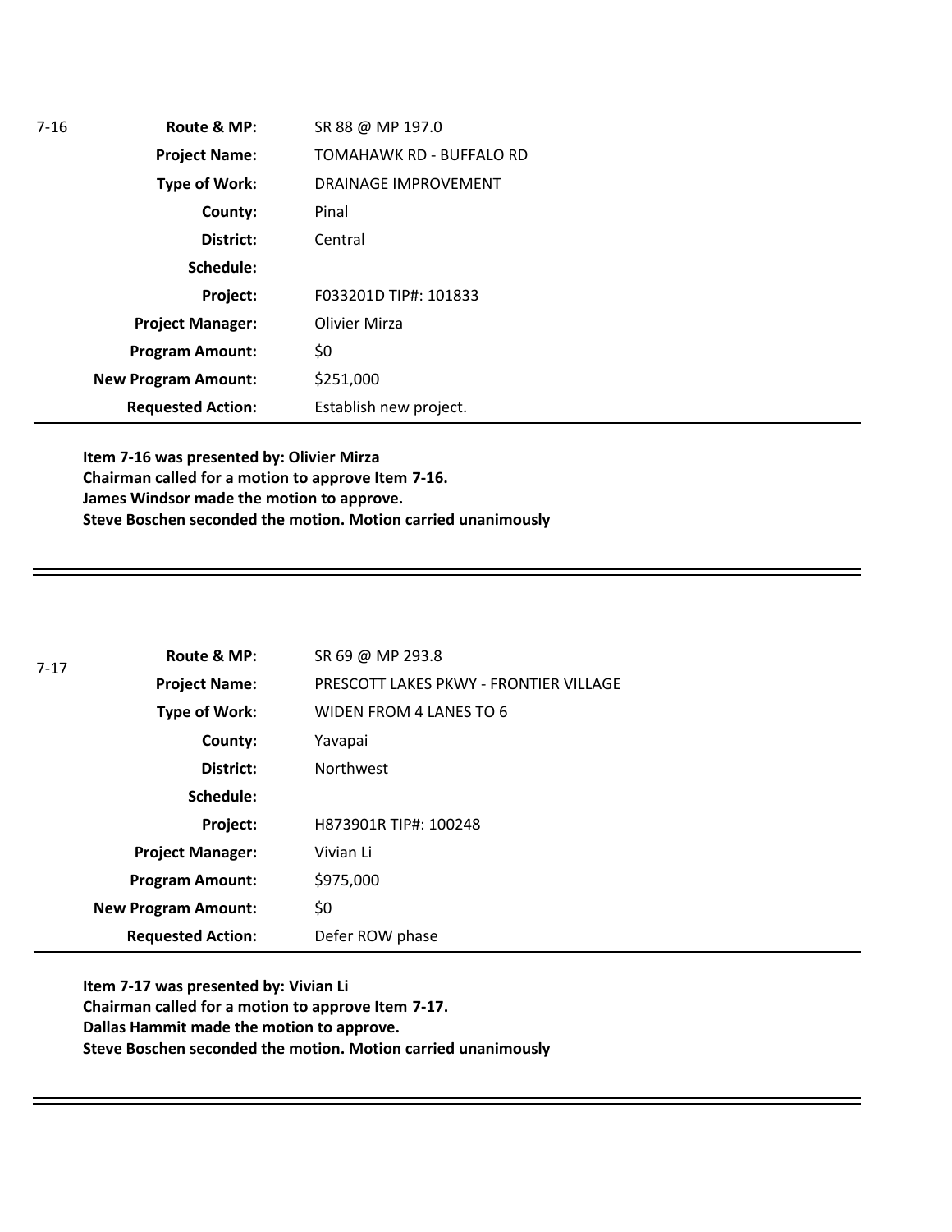7-16

| | |
|---|---|
| **Route & MP:** | SR 88 @ MP 197.0 |
| **Project Name:** | TOMAHAWK RD - BUFFALO RD |
| **Type of Work:** | DRAINAGE IMPROVEMENT |
| **County:** | Pinal |
| **District:** | Central |
| **Schedule:** | |
| **Project:** | F033201D TIP#: 101833 |
| **Project Manager:** | Olivier Mirza |
| **Program Amount:** | \$0 |
| **New Program Amount:** | \$251,000 |
| **Requested Action:** | Establish new project. |

**Item 7-16 was presented by: Olivier Mirza**
**Chairman called for a motion to approve Item 7-16.**
**James Windsor made the motion to approve.**
**Steve Boschen seconded the motion. Motion carried unanimously**

---

7-17

| | |
|---|---|
| **Route & MP:** | SR 69 @ MP 293.8 |
| **Project Name:** | PRESCOTT LAKES PKWY - FRONTIER VILLAGE |
| **Type of Work:** | WIDEN FROM 4 LANES TO 6 |
| **County:** | Yavapai |
| **District:** | Northwest |
| **Schedule:** | |
| **Project:** | H873901R TIP#: 100248 |
| **Project Manager:** | Vivian Li |
| **Program Amount:** | \$975,000 |
| **New Program Amount:** | \$0 |
| **Requested Action:** | Defer ROW phase |

**Item 7-17 was presented by: Vivian Li**
**Chairman called for a motion to approve Item 7-17.**
**Dallas Hammit made the motion to approve.**
**Steve Boschen seconded the motion. Motion carried unanimously**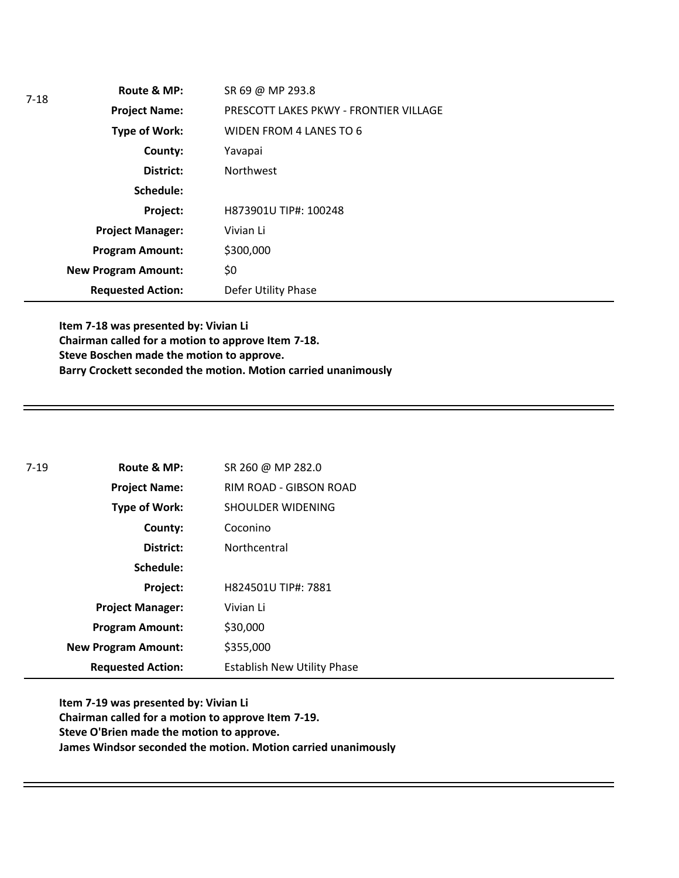7-18

| | |
|---|---|
| **Route & MP:** | SR 69 @ MP 293.8 |
| **Project Name:** | PRESCOTT LAKES PKWY - FRONTIER VILLAGE |
| **Type of Work:** | WIDEN FROM 4 LANES TO 6 |
| **County:** | Yavapai |
| **District:** | Northwest |
| **Schedule:** | |
| **Project:** | H873901U TIP#: 100248 |
| **Project Manager:** | Vivian Li |
| **Program Amount:** | $300,000 |
| **New Program Amount:** | $0 |
| **Requested Action:** | Defer Utility Phase |

**Item 7-18 was presented by: Vivian Li**
**Chairman called for a motion to approve Item 7-18.**
**Steve Boschen made the motion to approve.**
**Barry Crockett seconded the motion. Motion carried unanimously**

---

7-19

| | |
|---|---|
| **Route & MP:** | SR 260 @ MP 282.0 |
| **Project Name:** | RIM ROAD - GIBSON ROAD |
| **Type of Work:** | SHOULDER WIDENING |
| **County:** | Coconino |
| **District:** | Northcentral |
| **Schedule:** | |
| **Project:** | H824501U TIP#: 7881 |
| **Project Manager:** | Vivian Li |
| **Program Amount:** | $30,000 |
| **New Program Amount:** | $355,000 |
| **Requested Action:** | Establish New Utility Phase |

**Item 7-19 was presented by: Vivian Li**
**Chairman called for a motion to approve Item 7-19.**
**Steve O'Brien made the motion to approve.**
**James Windsor seconded the motion. Motion carried unanimously**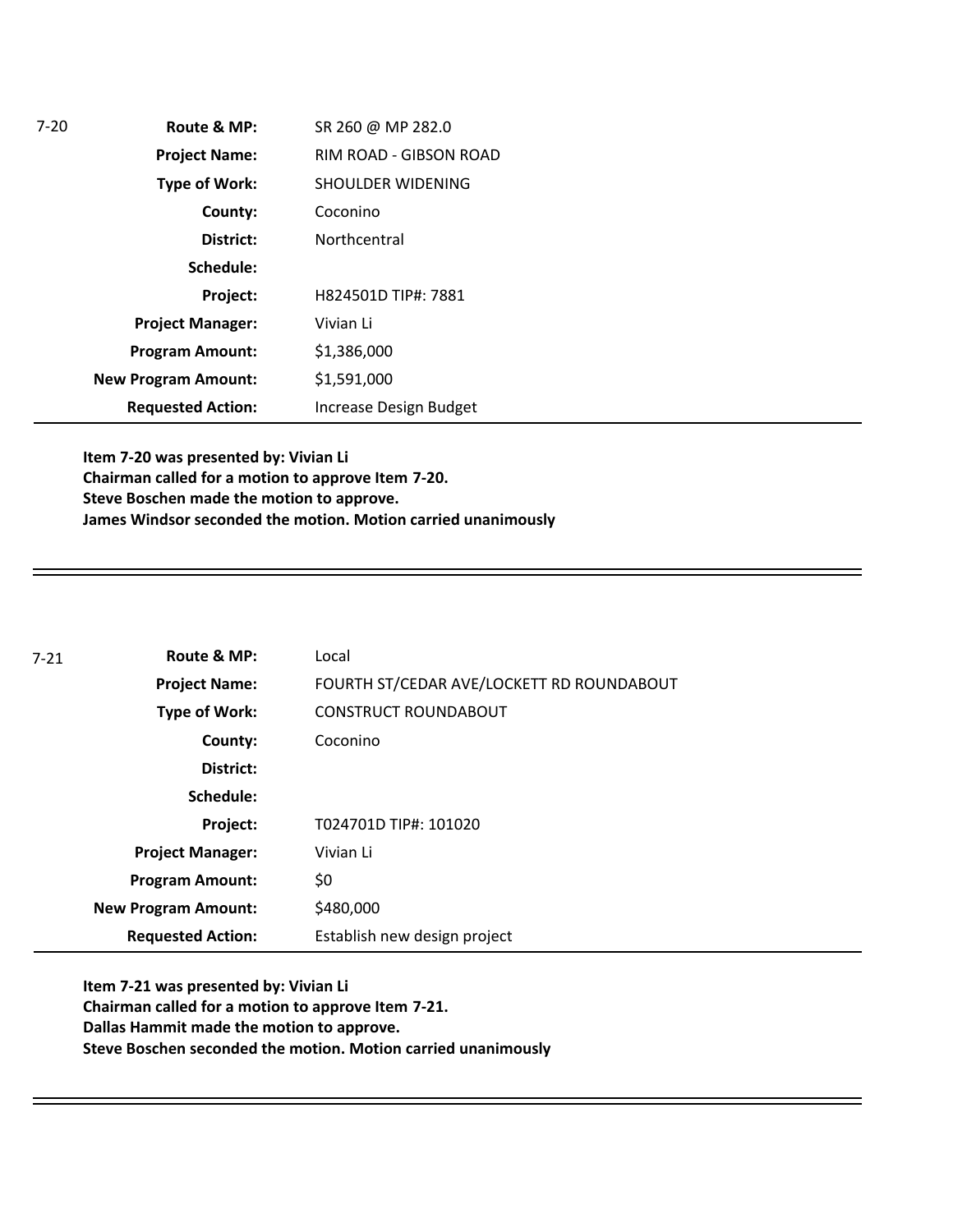7-20

| | |
|---|---|
| **Route & MP:** | SR 260 @ MP 282.0 |
| **Project Name:** | RIM ROAD - GIBSON ROAD |
| **Type of Work:** | SHOULDER WIDENING |
| **County:** | Coconino |
| **District:** | Northcentral |
| **Schedule:** | |
| **Project:** | H824501D TIP#: 7881 |
| **Project Manager:** | Vivian Li |
| **Program Amount:** | $1,386,000 |
| **New Program Amount:** | $1,591,000 |
| **Requested Action:** | Increase Design Budget |

**Item 7-20 was presented by: Vivian Li**
**Chairman called for a motion to approve Item 7-20.**
**Steve Boschen made the motion to approve.**
**James Windsor seconded the motion. Motion carried unanimously**

---

7-21

| | |
|---|---|
| **Route & MP:** | Local |
| **Project Name:** | FOURTH ST/CEDAR AVE/LOCKETT RD ROUNDABOUT |
| **Type of Work:** | CONSTRUCT ROUNDABOUT |
| **County:** | Coconino |
| **District:** | |
| **Schedule:** | |
| **Project:** | T024701D TIP#: 101020 |
| **Project Manager:** | Vivian Li |
| **Program Amount:** | $0 |
| **New Program Amount:** | $480,000 |
| **Requested Action:** | Establish new design project |

**Item 7-21 was presented by: Vivian Li**
**Chairman called for a motion to approve Item 7-21.**
**Dallas Hammit made the motion to approve.**
**Steve Boschen seconded the motion. Motion carried unanimously**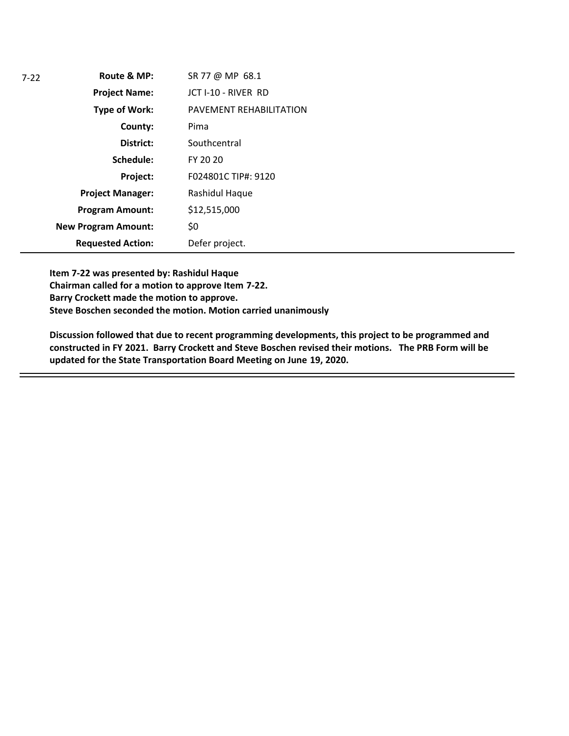7-22

| Field | Value |
|---|---|
| **Route & MP:** | SR 77 @ MP 68.1 |
| **Project Name:** | JCT I-10 - RIVER RD |
| **Type of Work:** | PAVEMENT REHABILITATION |
| **County:** | Pima |
| **District:** | Southcentral |
| **Schedule:** | FY 20 20 |
| **Project:** | F024801C TIP#: 9120 |
| **Project Manager:** | Rashidul Haque |
| **Program Amount:** | $12,515,000 |
| **New Program Amount:** | $0 |
| **Requested Action:** | Defer project. |

**Item 7-22 was presented by: Rashidul Haque**
**Chairman called for a motion to approve Item 7-22.**
**Barry Crockett made the motion to approve.**
**Steve Boschen seconded the motion. Motion carried unanimously**

**Discussion followed that due to recent programming developments, this project to be programmed and constructed in FY 2021. Barry Crockett and Steve Boschen revised their motions. The PRB Form will be updated for the State Transportation Board Meeting on June 19, 2020.**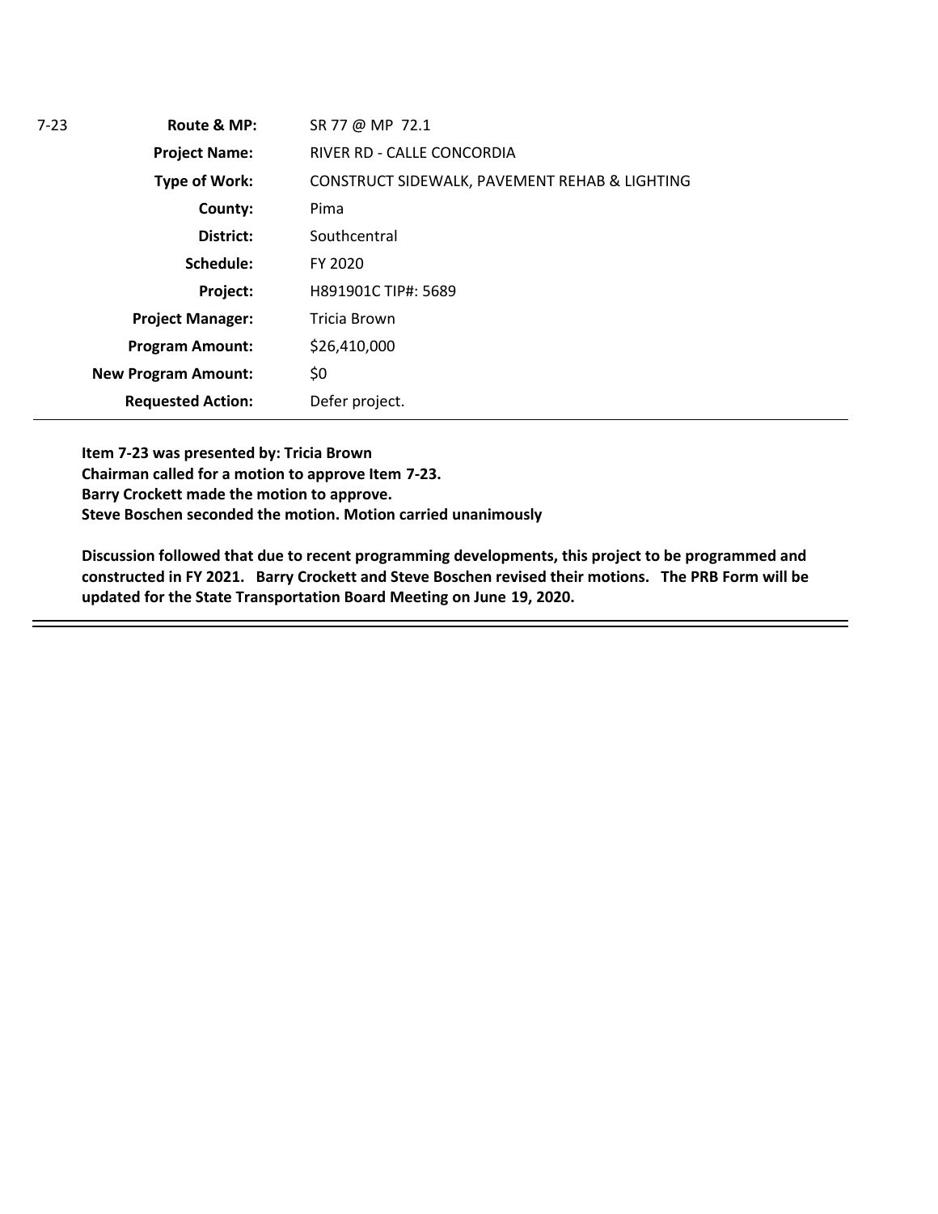| 7-23 | | |
|---|---|---|
| | **Route & MP:** | SR 77 @ MP 72.1 |
| | **Project Name:** | RIVER RD - CALLE CONCORDIA |
| | **Type of Work:** | CONSTRUCT SIDEWALK, PAVEMENT REHAB & LIGHTING |
| | **County:** | Pima |
| | **District:** | Southcentral |
| | **Schedule:** | FY 2020 |
| | **Project:** | H891901C TIP#: 5689 |
| | **Project Manager:** | Tricia Brown |
| | **Program Amount:** | $26,410,000 |
| | **New Program Amount:** | $0 |
| | **Requested Action:** | Defer project. |

**Item 7-23 was presented by: Tricia Brown**
**Chairman called for a motion to approve Item 7-23.**
**Barry Crockett made the motion to approve.**
**Steve Boschen seconded the motion. Motion carried unanimously**

**Discussion followed that due to recent programming developments, this project to be programmed and constructed in FY 2021. Barry Crockett and Steve Boschen revised their motions. The PRB Form will be updated for the State Transportation Board Meeting on June 19, 2020.**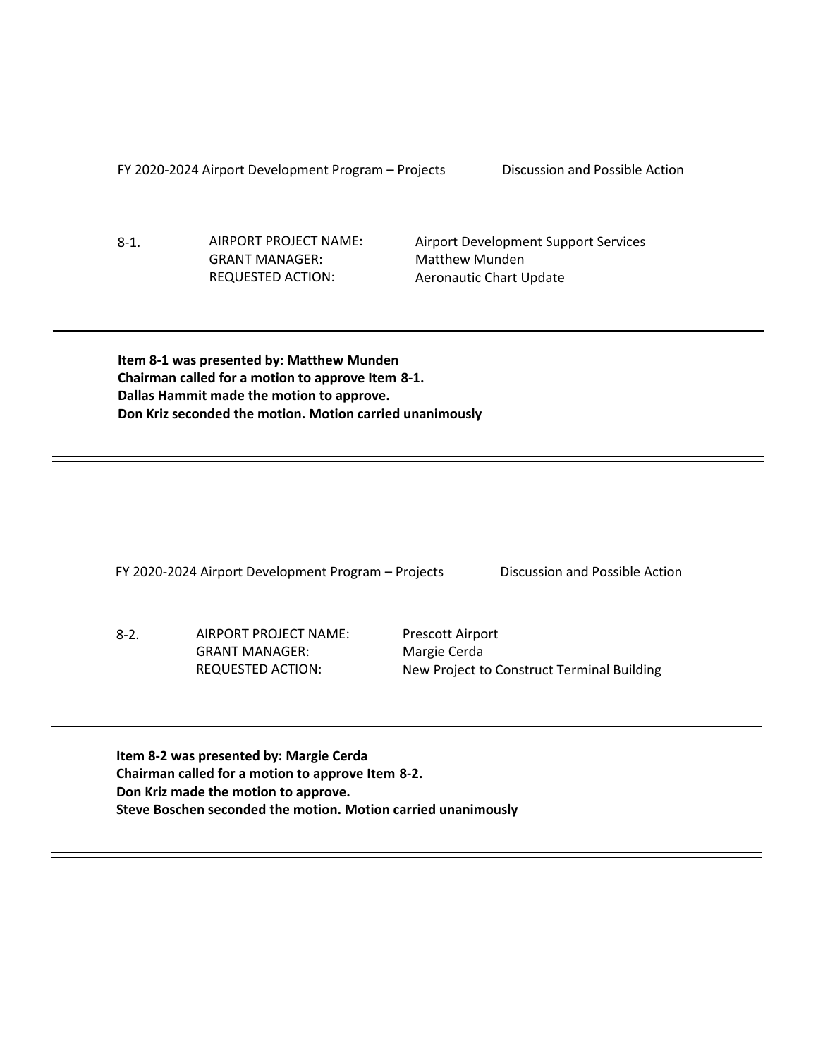FY 2020-2024 Airport Development Program – Projects Discussion and Possible Action

8-1. AIRPORT PROJECT NAME: Airport Development Support Services
GRANT MANAGER: Matthew Munden
REQUESTED ACTION: Aeronautic Chart Update

---

**Item 8-1 was presented by: Matthew Munden**
**Chairman called for a motion to approve Item 8-1.**
**Dallas Hammit made the motion to approve.**
**Don Kriz seconded the motion. Motion carried unanimously**

---

FY 2020-2024 Airport Development Program – Projects Discussion and Possible Action

8-2. AIRPORT PROJECT NAME: Prescott Airport
GRANT MANAGER: Margie Cerda
REQUESTED ACTION: New Project to Construct Terminal Building

---

**Item 8-2 was presented by: Margie Cerda**
**Chairman called for a motion to approve Item 8-2.**
**Don Kriz made the motion to approve.**
**Steve Boschen seconded the motion. Motion carried unanimously**

---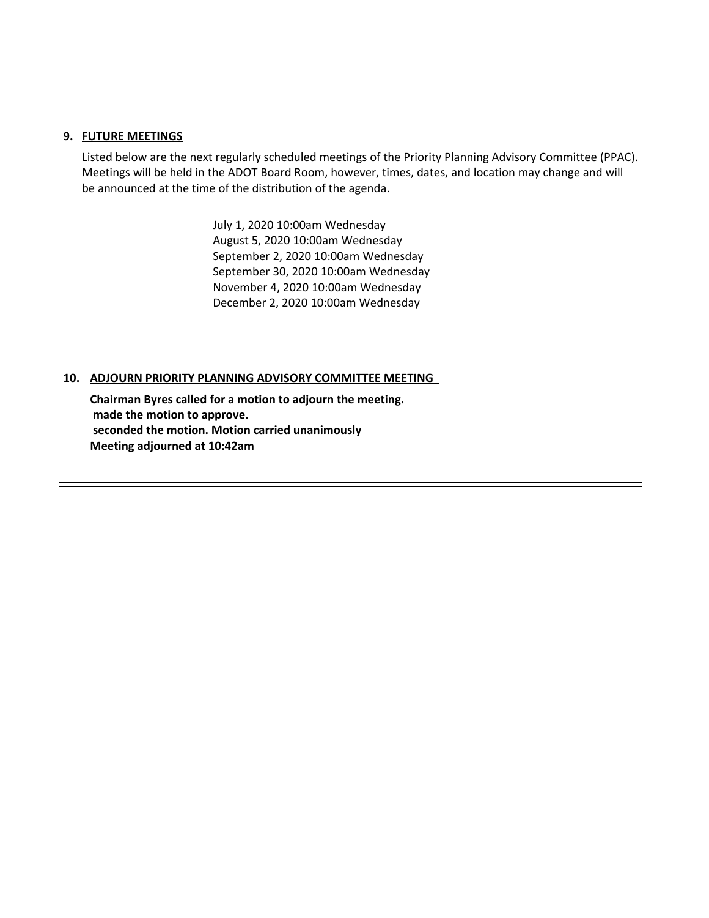**9. FUTURE MEETINGS**

Listed below are the next regularly scheduled meetings of the Priority Planning Advisory Committee (PPAC). Meetings will be held in the ADOT Board Room, however, times, dates, and location may change and will be announced at the time of the distribution of the agenda.

July 1, 2020 10:00am Wednesday
August 5, 2020 10:00am Wednesday
September 2, 2020 10:00am Wednesday
September 30, 2020 10:00am Wednesday
November 4, 2020 10:00am Wednesday
December 2, 2020 10:00am Wednesday

**10. ADJOURN PRIORITY PLANNING ADVISORY COMMITTEE MEETING**

**Chairman Byres called for a motion to adjourn the meeting.**
**made the motion to approve.**
**seconded the motion. Motion carried unanimously**
**Meeting adjourned at 10:42am**

---